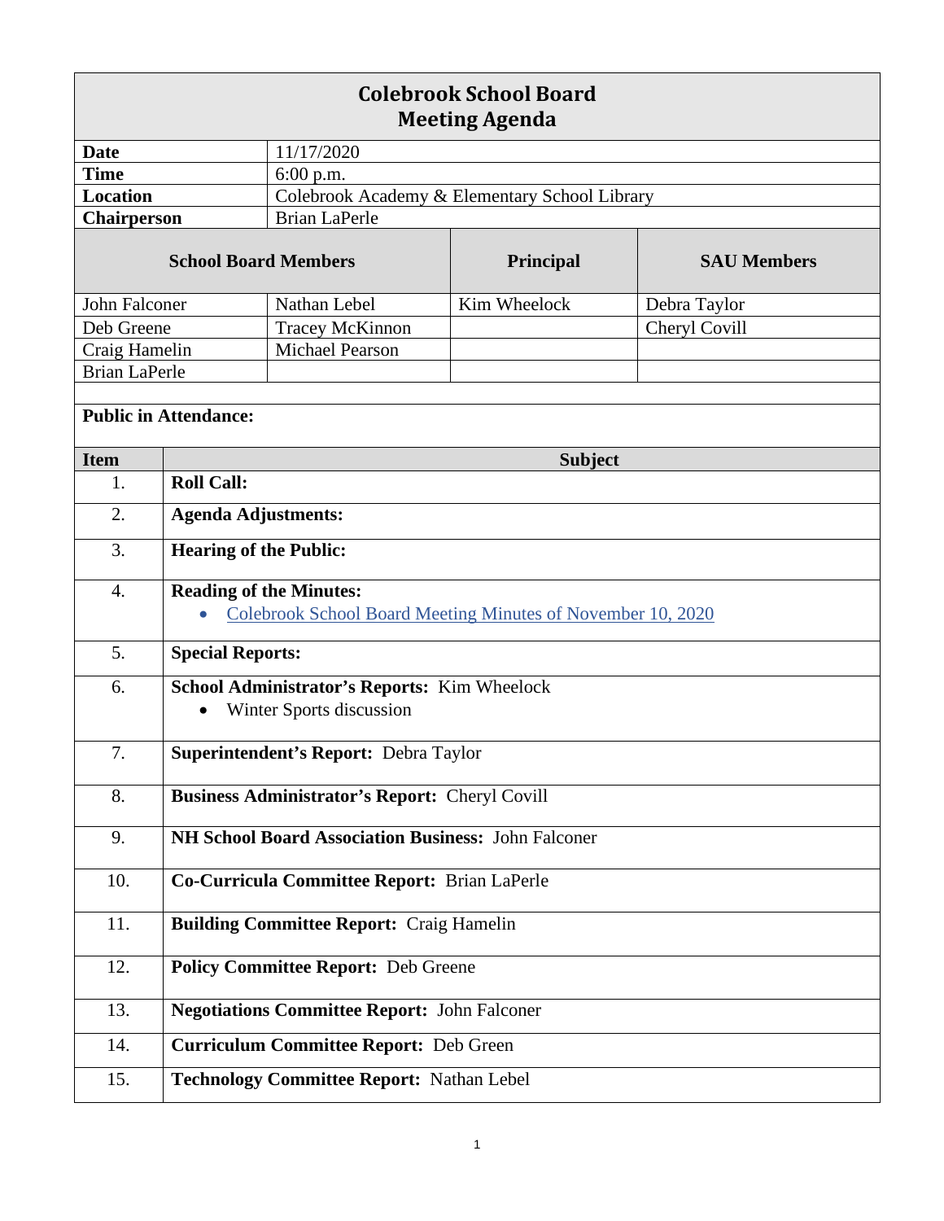# Colebrook School Board
## Meeting Agenda

| | |
|---|---|
| **Date** | 11/17/2020 |
| **Time** | 6:00 p.m. |
| **Location** | Colebrook Academy & Elementary School Library |
| **Chairperson** | Brian LaPerle |

| **School Board Members** | | **Principal** | **SAU Members** |
|---|---|---|---|
| John Falconer | Nathan Lebel | Kim Wheelock | Debra Taylor |
| Deb Greene | Tracey McKinnon | | Cheryl Covill |
| Craig Hamelin | Michael Pearson | | |
| Brian LaPerle | | | |

**Public in Attendance:**

| **Item** | **Subject** |
|---|---|
| 1. | **Roll Call:** |
| 2. | **Agenda Adjustments:** |
| 3. | **Hearing of the Public:** |
| 4. | **Reading of the Minutes:**<br>• Colebrook School Board Meeting Minutes of November 10, 2020 |
| 5. | **Special Reports:** |
| 6. | **School Administrator's Reports:** Kim Wheelock<br>• Winter Sports discussion |
| 7. | **Superintendent's Report:** Debra Taylor |
| 8. | **Business Administrator's Report:** Cheryl Covill |
| 9. | **NH School Board Association Business:** John Falconer |
| 10. | **Co-Curricula Committee Report:** Brian LaPerle |
| 11. | **Building Committee Report:** Craig Hamelin |
| 12. | **Policy Committee Report:** Deb Greene |
| 13. | **Negotiations Committee Report:** John Falconer |
| 14. | **Curriculum Committee Report:** Deb Green |
| 15. | **Technology Committee Report:** Nathan Lebel |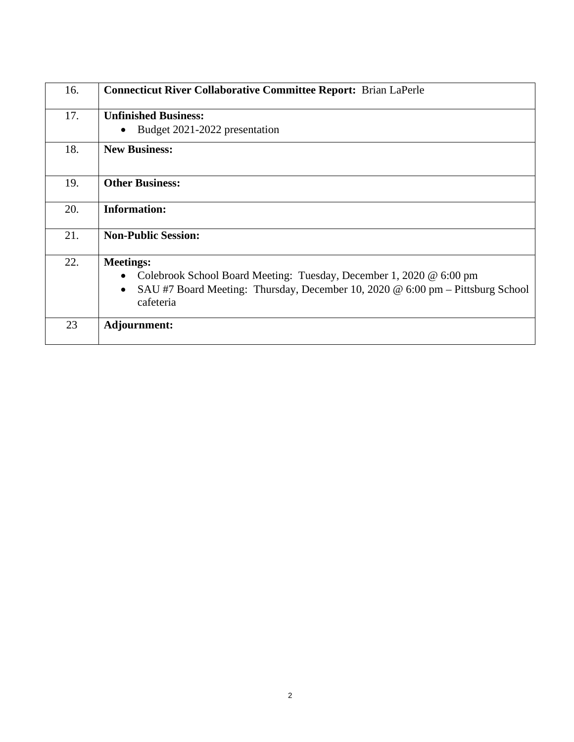| | |
|---|---|
| 16. | **Connecticut River Collaborative Committee Report:** Brian LaPerle |
| 17. | **Unfinished Business:**<br>• Budget 2021-2022 presentation |
| 18. | **New Business:** |
| 19. | **Other Business:** |
| 20. | **Information:** |
| 21. | **Non-Public Session:** |
| 22. | **Meetings:**<br>• Colebrook School Board Meeting: Tuesday, December 1, 2020 @ 6:00 pm<br>• SAU #7 Board Meeting: Thursday, December 10, 2020 @ 6:00 pm – Pittsburg School cafeteria |
| 23 | **Adjournment:** |